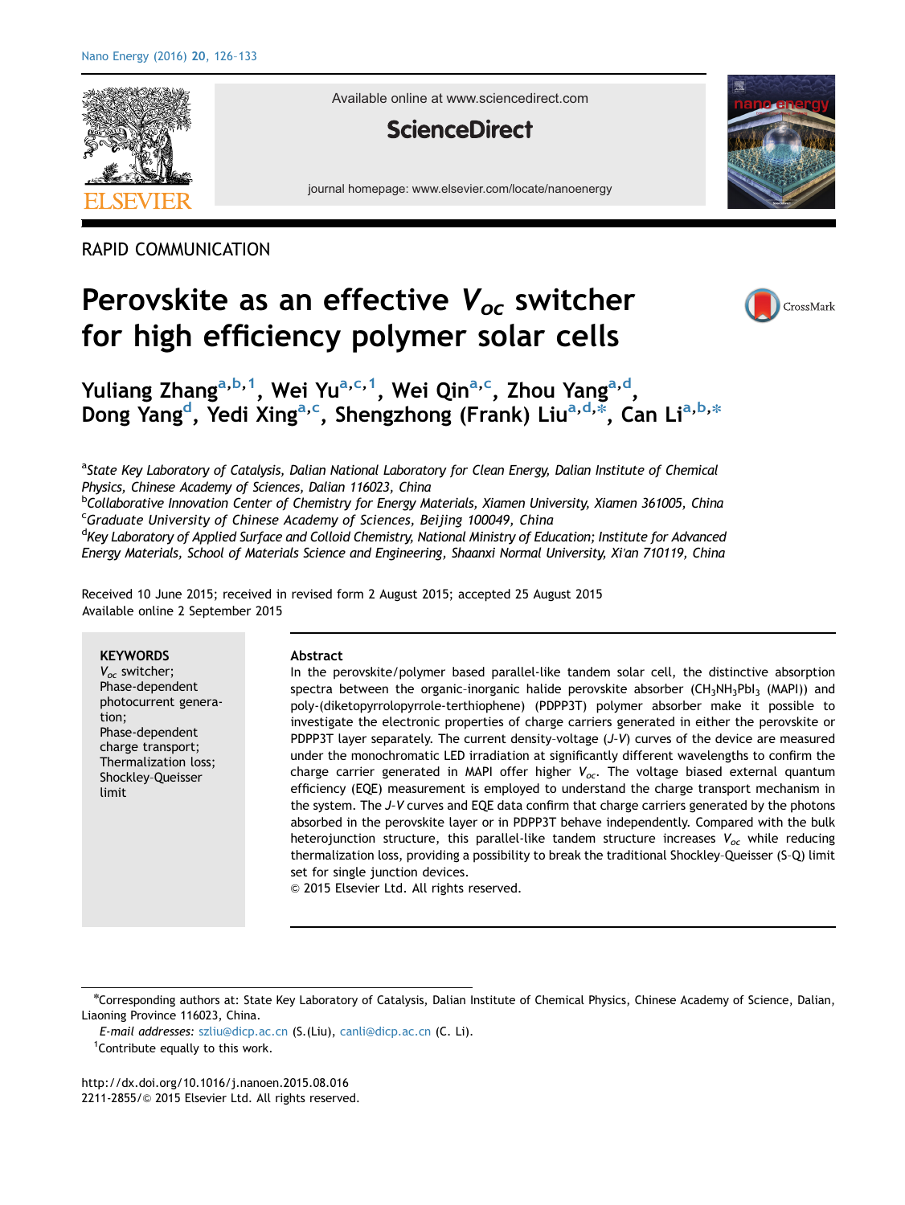RAPID COMMUNICATION

# Perovskite as an effective $V_{oc}$ switcher for high efficiency polymer solar cells

Yuliang Zhang[a,b,1], Wei Yu[a,c,1], Wei Qin[a,c], Zhou Yang[a,d], Dong Yang[d], Yedi Xing[a,c], Shengzhong (Frank) Liu[a,d,*], Can Li[a,b,*]

[a]State Key Laboratory of Catalysis, Dalian National Laboratory for Clean Energy, Dalian Institute of Chemical Physics, Chinese Academy of Sciences, Dalian 116023, China

[b]Collaborative Innovation Center of Chemistry for Energy Materials, Xiamen University, Xiamen 361005, China

[c]Graduate University of Chinese Academy of Sciences, Beijing 100049, China

[d]Key Laboratory of Applied Surface and Colloid Chemistry, National Ministry of Education; Institute for Advanced Energy Materials, School of Materials Science and Engineering, Shaanxi Normal University, Xi'an 710119, China

Received 10 June 2015; received in revised form 2 August 2015; accepted 25 August 2015
Available online 2 September 2015

**KEYWORDS**
$V_{oc}$ switcher;
Phase-dependent photocurrent generation;
Phase-dependent charge transport;
Thermalization loss;
Shockley-Queisser limit

## Abstract

In the perovskite/polymer based parallel-like tandem solar cell, the distinctive absorption spectra between the organic–inorganic halide perovskite absorber ($CH_3NH_3PbI_3$ (MAPI)) and poly-(diketopyrrolopyrrole-terthiophene) (PDPP3T) polymer absorber make it possible to investigate the electronic properties of charge carriers generated in either the perovskite or PDPP3T layer separately. The current density-voltage (*J–V*) curves of the device are measured under the monochromatic LED irradiation at significantly different wavelengths to confirm the charge carrier generated in MAPI offer higher $V_{oc}$. The voltage biased external quantum efficiency (EQE) measurement is employed to understand the charge transport mechanism in the system. The *J–V* curves and EQE data confirm that charge carriers generated by the photons absorbed in the perovskite layer or in PDPP3T behave independently. Compared with the bulk heterojunction structure, this parallel-like tandem structure increases $V_{oc}$ while reducing thermalization loss, providing a possibility to break the traditional Shockley-Queisser (S-Q) limit set for single junction devices.

© 2015 Elsevier Ltd. All rights reserved.

*Corresponding authors at: State Key Laboratory of Catalysis, Dalian Institute of Chemical Physics, Chinese Academy of Science, Dalian, Liaoning Province 116023, China.
*E-mail addresses:* szliu@dicp.ac.cn (S.(Liu), canli@dicp.ac.cn (C. Li).
[1]Contribute equally to this work.

http://dx.doi.org/10.1016/j.nanoen.2015.08.016
2211-2855/© 2015 Elsevier Ltd. All rights reserved.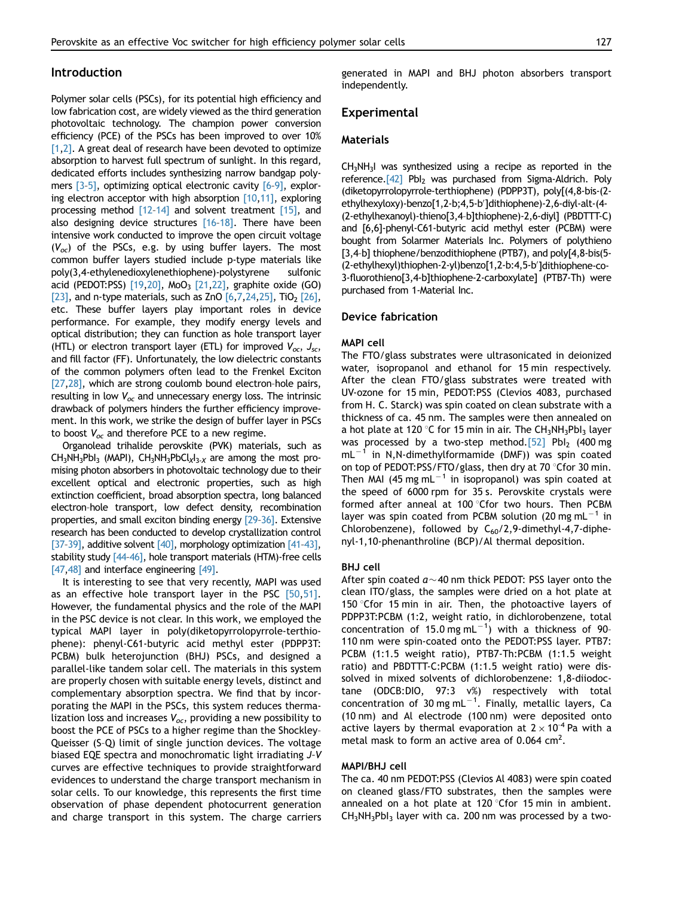## Introduction

Polymer solar cells (PSCs), for its potential high efficiency and low fabrication cost, are widely viewed as the third generation photovoltaic technology. The champion power conversion efficiency (PCE) of the PSCs has been improved to over 10% [1,2]. A great deal of research have been devoted to optimize absorption to harvest full spectrum of sunlight. In this regard, dedicated efforts includes synthesizing narrow bandgap polymers [3-5], optimizing optical electronic cavity [6-9], exploring electron acceptor with high absorption [10,11], exploring processing method [12-14] and solvent treatment [15], and also designing device structures [16-18]. There have been intensive work conducted to improve the open circuit voltage ($V_{oc}$) of the PSCs, e.g. by using buffer layers. The most common buffer layers studied include p-type materials like poly(3,4-ethylenedioxylenethiophene)-polystyrene sulfonic acid (PEDOT:PSS) [19,20], $MoO_3$ [21,22], graphite oxide (GO) [23], and n-type materials, such as ZnO [6,7,24,25], $TiO_2$ [26], etc. These buffer layers play important roles in device performance. For example, they modify energy levels and optical distribution; they can function as hole transport layer (HTL) or electron transport layer (ETL) for improved $V_{oc}$, $J_{sc}$, and fill factor (FF). Unfortunately, the low dielectric constants of the common polymers often lead to the Frenkel Exciton [27,28], which are strong coulomb bound electron-hole pairs, resulting in low $V_{oc}$ and unnecessary energy loss. The intrinsic drawback of polymers hinders the further efficiency improvement. In this work, we strike the design of buffer layer in PSCs to boost $V_{oc}$ and therefore PCE to a new regime.

Organolead trihalide perovskite (PVK) materials, such as $CH_3NH_3PbI_3$ (MAPI), $CH_3NH_3PbCl_xI_{3-x}$ are among the most promising photon absorbers in photovoltaic technology due to their excellent optical and electronic properties, such as high extinction coefficient, broad absorption spectra, long balanced electron-hole transport, low defect density, recombination properties, and small exciton binding energy [29-36]. Extensive research has been conducted to develop crystallization control [37-39], additive solvent [40], morphology optimization [41-43], stability study [44-46], hole transport materials (HTM)-free cells [47,48] and interface engineering [49].

It is interesting to see that very recently, MAPI was used as an effective hole transport layer in the PSC [50,51]. However, the fundamental physics and the role of the MAPI in the PSC device is not clear. In this work, we employed the typical MAPI layer in poly(diketopyrrolopyrrole-terthiophene): phenyl-C61-butyric acid methyl ester (PDPP3T: PCBM) bulk heterojunction (BHJ) PSCs, and designed a parallel-like tandem solar cell. The materials in this system are properly chosen with suitable energy levels, distinct and complementary absorption spectra. We find that by incorporating the MAPI in the PSCs, this system reduces thermalization loss and increases $V_{oc}$, providing a new possibility to boost the PCE of PSCs to a higher regime than the Shockley-Queisser (S-Q) limit of single junction devices. The voltage biased EQE spectra and monochromatic light irradiating *J-V* curves are effective techniques to provide straightforward evidences to understand the charge transport mechanism in solar cells. To our knowledge, this represents the first time observation of phase dependent photocurrent generation and charge transport in this system. The charge carriers generated in MAPI and BHJ photon absorbers transport independently.

## Experimental

### Materials

$CH_3NH_3I$ was synthesized using a recipe as reported in the reference.[42] $PbI_2$ was purchased from Sigma-Aldrich. Poly (diketopyrrolopyrrole-terthiophene) (PDPP3T), poly[(4,8-bis-(2-ethylhexyloxy)-benzo[1,2-b;4,5-b′]dithiophene)-2,6-diyl-alt-(4-(2-ethylhexanoyl)-thieno[3,4-b]thiophene)-2,6-diyl] (PBDTTT-C) and [6,6]-phenyl-C61-butyric acid methyl ester (PCBM) were bought from Solarmer Materials Inc. Polymers of polythieno [3,4-b] thiophene/benzodithiophene (PTB7), and poly[4,8-bis(5-(2-ethylhexyl)thiophen-2-yl)benzo[1,2-b:4,5-b′]dithiophene-co-3-fluorothieno[3,4-b]thiophene-2-carboxylate] (PTB7-Th) were purchased from 1-Material Inc.

### Device fabrication

#### MAPI cell

The FTO/glass substrates were ultrasonicated in deionized water, isopropanol and ethanol for 15 min respectively. After the clean FTO/glass substrates were treated with UV-ozone for 15 min, PEDOT:PSS (Clevios 4083, purchased from H. C. Starck) was spin coated on clean substrate with a thickness of ca. 45 nm. The samples were then annealed on a hot plate at 120 °C for 15 min in air. The $CH_3NH_3PbI_3$ layer was processed by a two-step method.[52] $PbI_2$ (400 mg $mL^{-1}$ in N,N-dimethylformamide (DMF)) was spin coated on top of PEDOT:PSS/FTO/glass, then dry at 70 °Cfor 30 min. Then MAI (45 mg $mL^{-1}$ in isopropanol) was spin coated at the speed of 6000 rpm for 35 s. Perovskite crystals were formed after anneal at 100 °Cfor two hours. Then PCBM layer was spin coated from PCBM solution (20 mg $mL^{-1}$ in Chlorobenzene), followed by $C_{60}$/2,9-dimethyl-4,7-diphenyl-1,10-phenanthroline (BCP)/Al thermal deposition.

#### BHJ cell

After spin coated *a*~40 nm thick PEDOT: PSS layer onto the clean ITO/glass, the samples were dried on a hot plate at 150 °Cfor 15 min in air. Then, the photoactive layers of PDPP3T:PCBM (1:2, weight ratio, in dichlorobenzene, total concentration of 15.0 mg $mL^{-1}$) with a thickness of 90-110 nm were spin-coated onto the PEDOT:PSS layer. PTB7: PCBM (1:1.5 weight ratio), PTB7-Th:PCBM (1:1.5 weight ratio) and PBDTTT-C:PCBM (1:1.5 weight ratio) were dissolved in mixed solvents of dichlorobenzene: 1,8-diiodoctane (ODCB:DIO, 97:3 v%) respectively with total concentration of 30 mg $mL^{-1}$. Finally, metallic layers, Ca (10 nm) and Al electrode (100 nm) were deposited onto active layers by thermal evaporation at $2 \times 10^{-4}$ Pa with a metal mask to form an active area of 0.064 $cm^2$.

#### MAPI/BHJ cell

The ca. 40 nm PEDOT:PSS (Clevios Al 4083) were spin coated on cleaned glass/FTO substrates, then the samples were annealed on a hot plate at 120 °Cfor 15 min in ambient. $CH_3NH_3PbI_3$ layer with ca. 200 nm was processed by a two-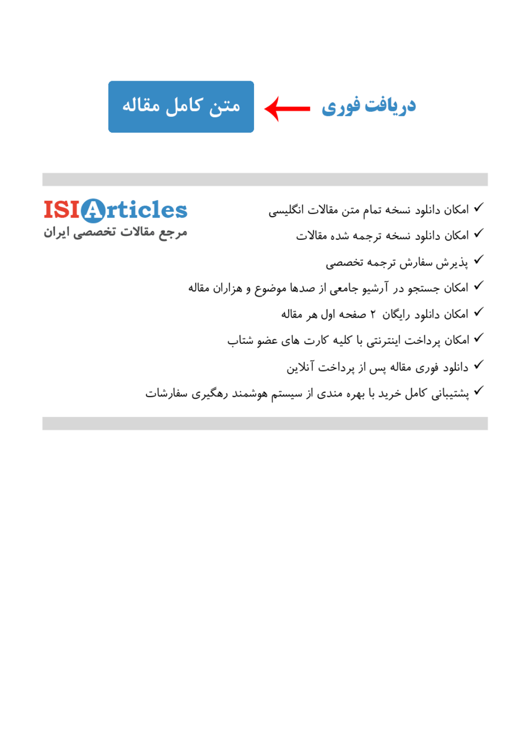دریافت فوری ← **متن کامل مقاله**

**ISIArticles**
مرجع مقالات تخصصی ایران

- ✓ امکان دانلود نسخه تمام متن مقالات انگلیسی
- ✓ امکان دانلود نسخه ترجمه شده مقالات
- ✓ پذیرش سفارش ترجمه تخصصی
- ✓ امکان جستجو در آرشیو جامعی از صدها موضوع و هزاران مقاله
- ✓ امکان دانلود رایگان ۲ صفحه اول هر مقاله
- ✓ امکان پرداخت اینترنتی با کلیه کارت های عضو شتاب
- ✓ دانلود فوری مقاله پس از پرداخت آنلاین
- ✓ پشتیبانی کامل خرید با بهره مندی از سیستم هوشمند رهگیری سفارشات